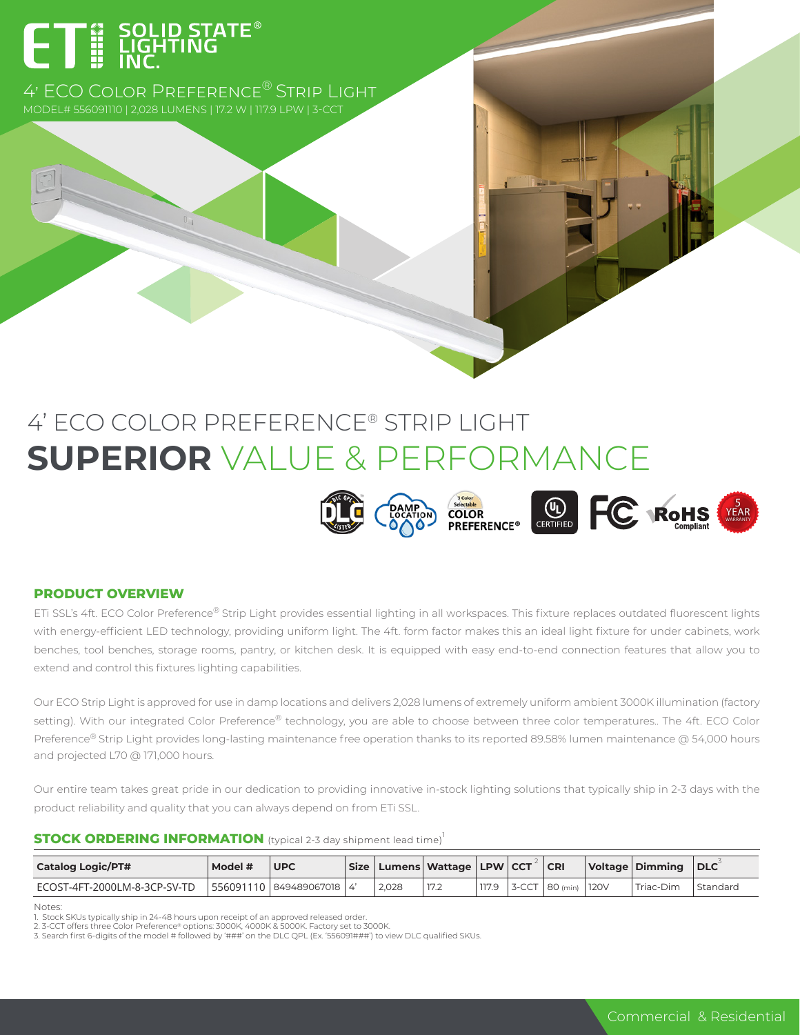ETi SOLID STATE® LIGHTING INC.

4' ECO Color Preference® Strip Light

MODEL# 556091110 | 2,028 LUMENS | 17.2 W | 117.9 LPW | 3-CCT

# 4' ECO COLOR PREFERENCE® STRIP LIGHT
# SUPERIOR VALUE & PERFORMANCE

## PRODUCT OVERVIEW

ETi SSL's 4ft. ECO Color Preference® Strip Light provides essential lighting in all workspaces. This fixture replaces outdated fluorescent lights with energy-efficient LED technology, providing uniform light. The 4ft. form factor makes this an ideal light fixture for under cabinets, work benches, tool benches, storage rooms, pantry, or kitchen desk. It is equipped with easy end-to-end connection features that allow you to extend and control this fixtures lighting capabilities.

Our ECO Strip Light is approved for use in damp locations and delivers 2,028 lumens of extremely uniform ambient 3000K illumination (factory setting). With our integrated Color Preference® technology, you are able to choose between three color temperatures.. The 4ft. ECO Color Preference® Strip Light provides long-lasting maintenance free operation thanks to its reported 89.58% lumen maintenance @ 54,000 hours and projected L70 @ 171,000 hours.

Our entire team takes great pride in our dedication to providing innovative in-stock lighting solutions that typically ship in 2-3 days with the product reliability and quality that you can always depend on from ETi SSL.

## STOCK ORDERING INFORMATION (typical 2-3 day shipment lead time)[1]

| Catalog Logic/PT# | Model # | UPC | Size | Lumens | Wattage | LPW | CCT[2] | CRI | Voltage | Dimming | DLC[3] |
|---|---|---|---|---|---|---|---|---|---|---|---|
| ECOST-4FT-2000LM-8-3CP-SV-TD | 556091110 | 849489067018 | 4' | 2,028 | 17.2 | 117.9 | 3-CCT | 80 (min) | 120V | Triac-Dim | Standard |

Notes:
1. Stock SKUs typically ship in 24-48 hours upon receipt of an approved released order.
2. 3-CCT offers three Color Preference® options: 3000K, 4000K & 5000K. Factory set to 3000K.
3. Search first 6-digits of the model # followed by '###' on the DLC QPL (Ex. '556091###') to view DLC qualified SKUs.

Commercial & Residential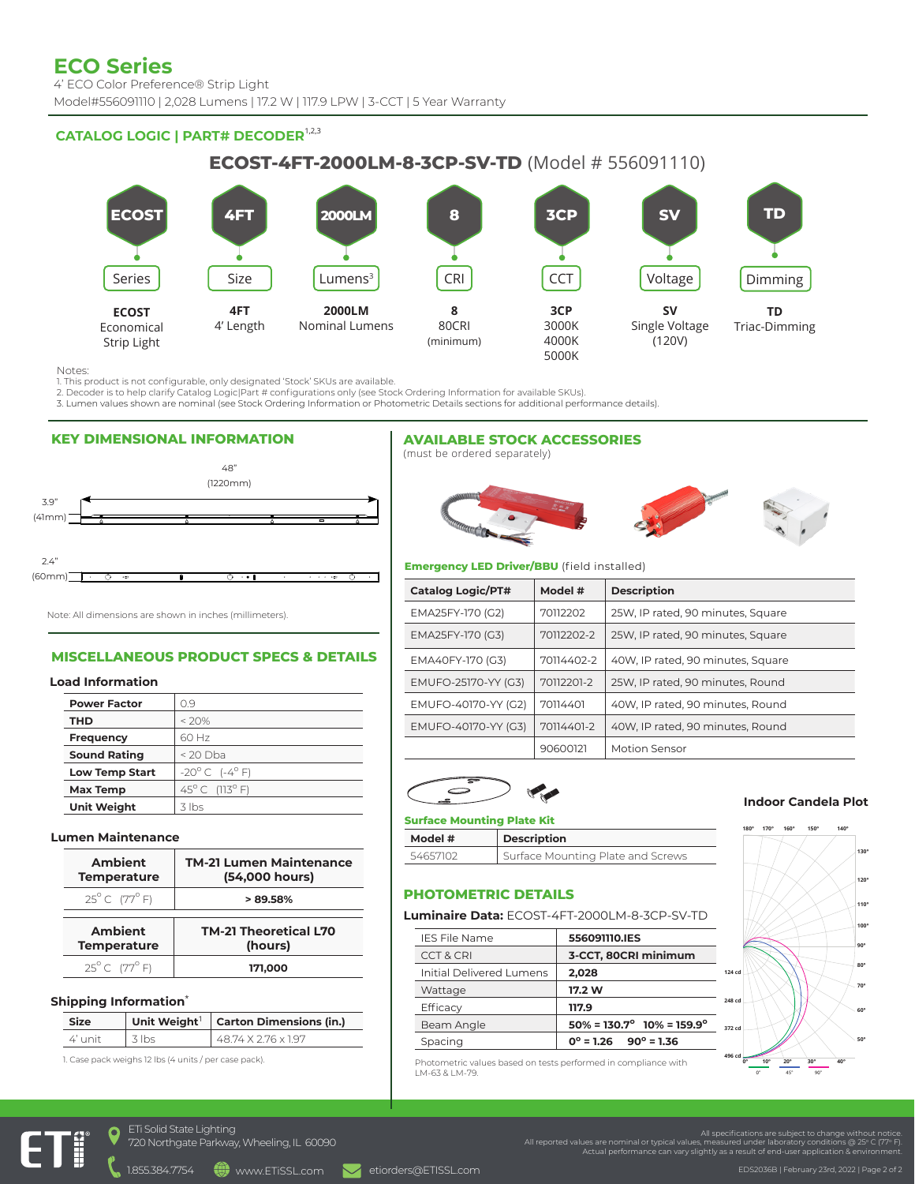# ECO Series

4' ECO Color Preference® Strip Light

Model#556091110 | 2,028 Lumens | 17.2 W | 117.9 LPW | 3-CCT | 5 Year Warranty

## CATALOG LOGIC | PART# DECODER[1,2,3]

**ECOST-4FT-2000LM-8-3CP-SV-TD** (Model # 556091110)

| ECOST | 4FT | 2000LM | 8 | 3CP | SV | TD |
|---|---|---|---|---|---|---|
| Series | Size | Lumens[3] | CRI | CCT | Voltage | Dimming |
| **ECOST** Economical Strip Light | **4FT** 4' Length | **2000LM** Nominal Lumens | **8** 80CRI (minimum) | **3CP** 3000K 4000K 5000K | **SV** Single Voltage (120V) | **TD** Triac-Dimming |

Notes:
1. This product is not configurable, only designated 'Stock' SKUs are available.
2. Decoder is to help clarify Catalog Logic|Part # configurations only (see Stock Ordering Information for available SKUs).
3. Lumen values shown are nominal (see Stock Ordering Information or Photometric Details sections for additional performance details).

## KEY DIMENSIONAL INFORMATION

48" (1220mm)

3.9" (41mm)

2.4" (60mm)

Note: All dimensions are shown in inches (millimeters).

## MISCELLANEOUS PRODUCT SPECS & DETAILS

### Load Information

| | |
|---|---|
| **Power Factor** | 0.9 |
| **THD** | < 20% |
| **Frequency** | 60 Hz |
| **Sound Rating** | < 20 Dba |
| **Low Temp Start** | -20° C (-4° F) |
| **Max Temp** | 45° C (113° F) |
| **Unit Weight** | 3 lbs |

### Lumen Maintenance

| Ambient Temperature | TM-21 Lumen Maintenance (54,000 hours) |
|---|---|
| 25° C (77° F) | **> 89.58%** |

| Ambient Temperature | TM-21 Theoretical L70 (hours) |
|---|---|
| 25° C (77° F) | **171,000** |

### Shipping Information*

| Size | Unit Weight[1] | Carton Dimensions (in.) |
|---|---|---|
| 4' unit | 3 lbs | 48.74 X 2.76 x 1.97 |

1. Case pack weighs 12 lbs (4 units / per case pack).

## AVAILABLE STOCK ACCESSORIES

(must be ordered separately)

**Emergency LED Driver/BBU** (field installed)

| Catalog Logic/PT# | Model # | Description |
|---|---|---|
| EMA25FY-170 (G2) | 70112202 | 25W, IP rated, 90 minutes, Square |
| EMA25FY-170 (G3) | 70112202-2 | 25W, IP rated, 90 minutes, Square |
| EMA40FY-170 (G3) | 70114402-2 | 40W, IP rated, 90 minutes, Square |
| EMUFO-25170-YY (G3) | 70112201-2 | 25W, IP rated, 90 minutes, Round |
| EMUFO-40170-YY (G2) | 70114401 | 40W, IP rated, 90 minutes, Round |
| EMUFO-40170-YY (G3) | 70114401-2 | 40W, IP rated, 90 minutes, Round |
| | 90600121 | Motion Sensor |

**Surface Mounting Plate Kit**

| Model # | Description |
|---|---|
| 54657102 | Surface Mounting Plate and Screws |

## PHOTOMETRIC DETAILS

**Luminaire Data:** ECOST-4FT-2000LM-8-3CP-SV-TD

| | |
|---|---|
| IES File Name | **556091110.IES** |
| CCT & CRI | **3-CCT, 80CRI minimum** |
| Initial Delivered Lumens | **2,028** |
| Wattage | **17.2 W** |
| Efficacy | **117.9** |
| Beam Angle | **50% = 130.7° 10% = 159.9°** |
| Spacing | **0° = 1.26 90° = 1.36** |

Photometric values based on tests performed in compliance with LM-63 & LM-79.

### Indoor Candela Plot

180° 170° 160° 150° 140° 130° 120° 110° 100° 90° 80° 70° 60° 50° 40° 30° 20° 10° 0°

124 cd
248 cd
372 cd
496 cd

0° 45° 90°